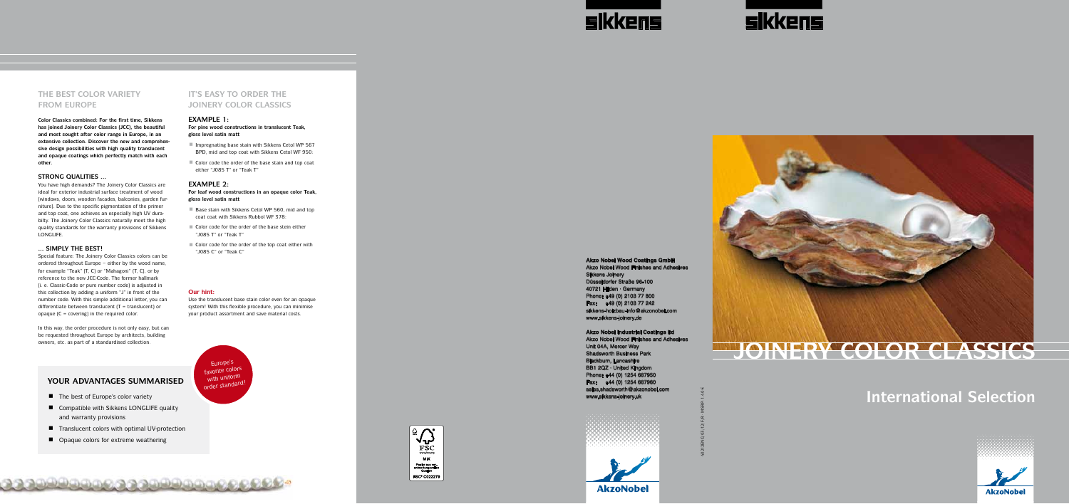## THE BEST COLOR VARIETY FROM EUROPE

**Color Classics combined: For the first time, Sikkens has joined Joinery Color Classics (JCC), the beautiful and most sought after color range in Europe, in an extensive collection. Discover the new and comprehensive design possibilities with high quality translucent and opaque coatings which perfectly match with each other.**

### STRONG QUALITIES ...

You have high demands? The Joinery Color Classics are ideal for exterior industrial surface treatment of wood (windows, doors, wooden facades, balconies, garden furniture). Due to the specific pigmentation of the primer and top coat, one achieves an especially high UV durability. The Joinery Color Classics naturally meet the high quality standards for the warranty provisions of Sikkens LONGLIFE.

### ... SIMPLY THE BEST!

Special feature: The Joinery Color Classics colors can be ordered throughout Europe – either by the wood name, for example "Teak" (T, C) or "Mahagoni" (T, C), or by reference to the new JCC-Code. The former hallmark (i. e. Classic-Code or pure number code) is adjusted in this collection by adding a uniform "J" in front of the number code. With this simple additional letter, you can differentiate between translucent (T = translucent) or opaque (C = covering) in the required color.

In this way, the order procedure is not only easy, but can be requested throughout Europe by architects, building owners, etc. as part of a standardised collection.

## YOUR ADVANTAGES SUMMARISED

- The best of Europe's color variety
- Compatible with Sikkens LONGLIFE quality and warranty provisions
- Translucent colors with optimal UV-protection
- Opaque colors for extreme weathering

Europe's favorite colors with uniform order standard!

## IT'S EASY TO ORDER THE JOINERY COLOR CLASSICS

### EXAMPLE 1:

**For pine wood constructions in translucent Teak, gloss level satin matt**

- Impregnating base stain with Sikkens Cetol WP 567 BPD, mid and top coat with Sikkens Cetol WF 950:
- Color code the order of the base stain and top coat either "J085 T" or "Teak T"

### EXAMPLE 2:

**For leaf wood constructions in an opaque color Teak, gloss level satin matt**

- Base stain with Sikkens Cetol WP 560, mid and top coat with Sikkens Rubbol WF 378:
- Color code for the order of the base stein either "J085 T" or "Teak T"
- Color code for the order of the top coat either with "J085 C" or "Teak C"

**Our hint:**

Use the translucent base stain color even for an opaque system! With this flexible procedure, you can minimise your product assortment and save material costs.

FSC MIX FSC® C022279

sikkens

**Akzo Nobel Wood Coatings GmbH**
Akzo Nobel Wood Finishes and Adhesives
Sikkens Joinery
Düsseldorfer Straße 96-100
40721 Hilden · Germany
Phone: +49 (0) 2103 77 800
Fax: +49 (0) 2103 77 242
sikkens-holzbau-info@akzonobel.com
www.sikkens-joinery.de

**Akzo Nobel Industrial Coatings Ltd**
Akzo Nobel Wood Finishes and Adhesives
Unit 04A, Mercer Way
Shadsworth Business Park
Blackburn, Lancashire
BB1 2QZ · United Kingdom
Phone: +44 (0) 1254 687950
Fax: +44 (0) 1254 687960
sales.shadsworth@akzonobel.com
www.sikkens-joinery.uk

AkzoNobel

sikkens

# JOINERY COLOR CLASSICS

## International Selection

AkzoNobel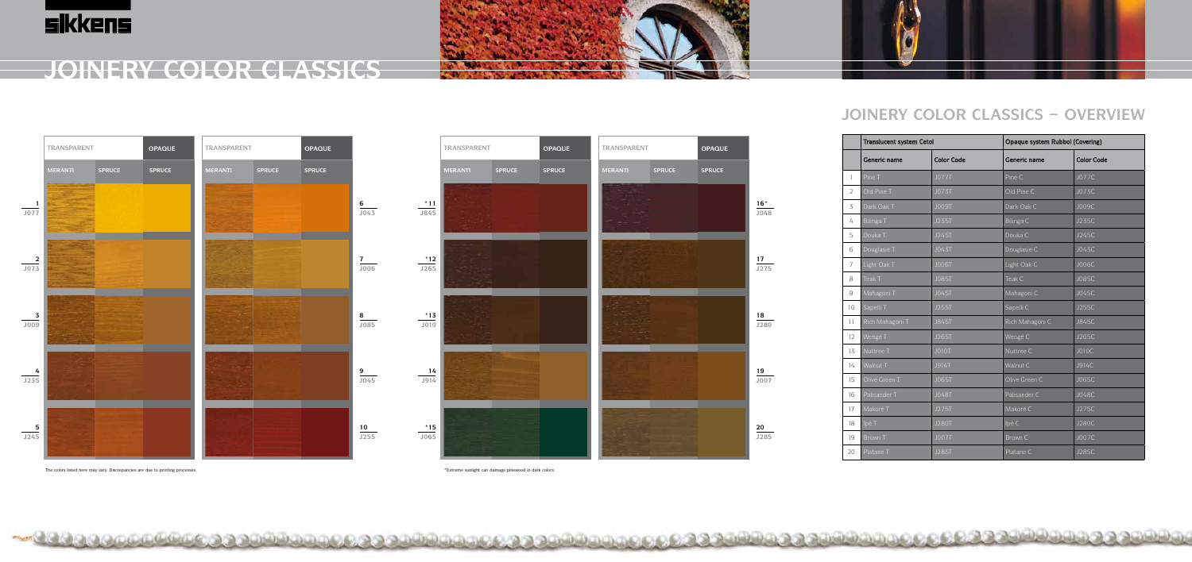# JOINERY COLOR CLASSICS

| | TRANSPARENT | | OPAQUE |
|---|---|---|---|
| | MERANTI | SPRUCE | SPRUCE |
| 1 J077 | | | |
| 2 J073 | | | |
| 3 J009 | | | |
| 4 J235 | | | |
| 5 J245 | | | |
| 6 J043 | | | |
| 7 J006 | | | |
| 8 J085 | | | |
| 9 J045 | | | |
| 10 J255 | | | |
| *11 J845 | | | |
| *12 J265 | | | |
| *13 J010 | | | |
| 14 J914 | | | |
| *15 J065 | | | |
| 16* J048 | | | |
| 17 J275 | | | |
| 18 J280 | | | |
| 19 J007 | | | |
| 20 J285 | | | |

The colors listed here may vary. Discrepancies are due to printing processes.

*Extreme sunlight can damage pinewood in dark colors.

## JOINERY COLOR CLASSICS – OVERVIEW

| | Translucent system Cetol | | Opaque system Rubbol (Covering) | |
|---|---|---|---|---|
| | Generic name | Color Code | Generic name | Color Code |
| 1 | Pine T | J077T | Pine C | J077C |
| 2 | Old Pine T | J073T | Old Pine C | J073C |
| 3 | Dark Oak T | J009T | Dark Oak C | J009C |
| 4 | Bilinga T | J235T | Bilinga C | J235C |
| 5 | Douka T | J245T | Douka C | J245C |
| 6 | Douglasie T | J043T | Douglasie C | J043C |
| 7 | Light Oak T | J006T | Light Oak C | J006C |
| 8 | Teak T | J085T | Teak C | J085C |
| 9 | Mahagoni T | J045T | Mahagoni C | J045C |
| 10 | Sapelli T | J255T | Sapelli C | J255C |
| 11 | Rich Mahagoni T | J845T | Rich Mahagoni C | J845C |
| 12 | Wengé T | J265T | Wengé C | J265C |
| 13 | Nuttree T | J010T | Nuttree C | J010C |
| 14 | Walnut T | J914T | Walnut C | J914C |
| 15 | Olive Green T | J065T | Olive Green C | J065C |
| 16 | Palisander T | J048T | Palisander C | J048C |
| 17 | Makoré T | J275T | Makoré C | J275C |
| 18 | Ipé T | J280T | Ipé C | J280C |
| 19 | Brown T | J007T | Brown C | J007C |
| 20 | Platane T | J285T | Platane C | J285C |